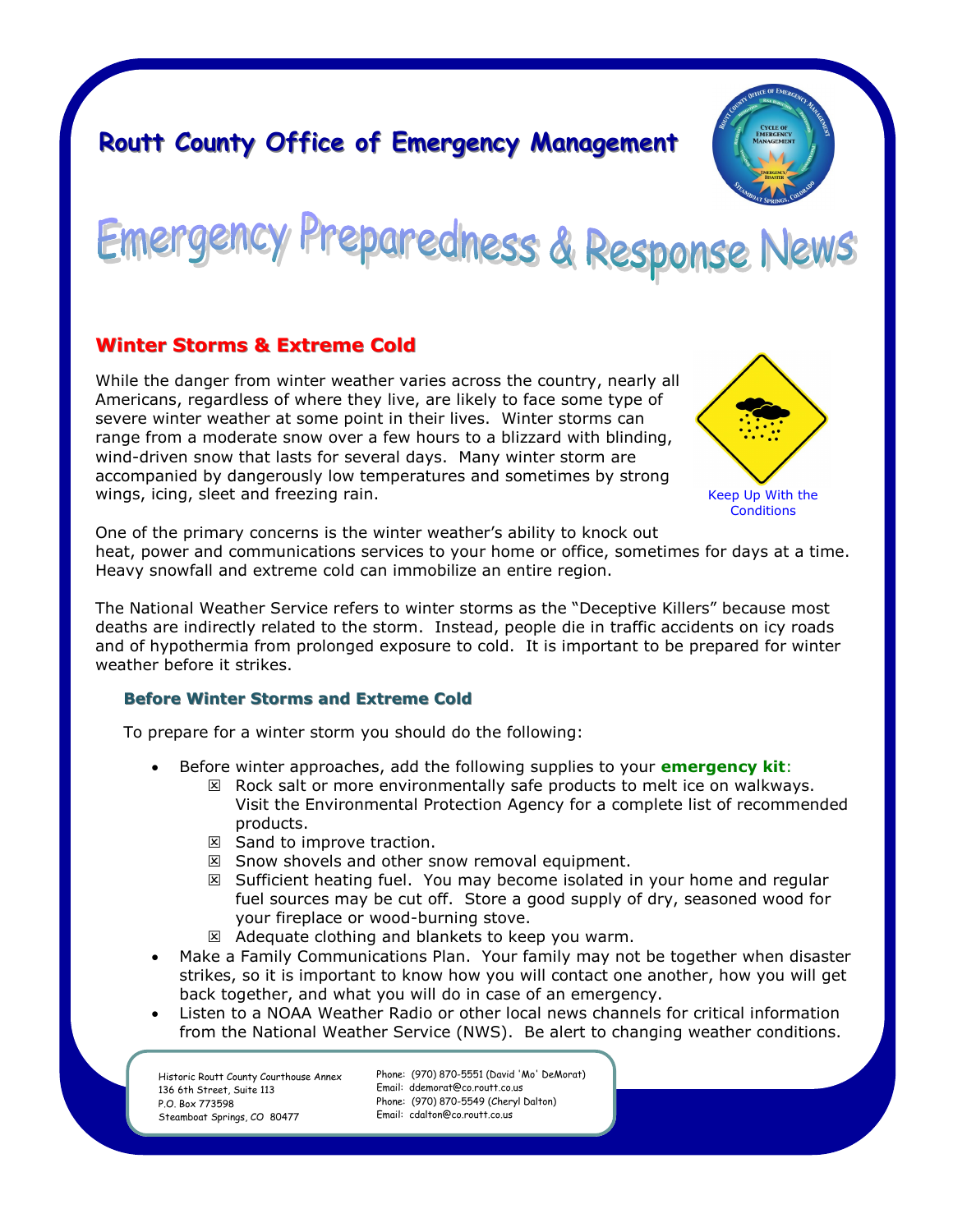# Routt County Office of Emergency Management

# Emergency Preparedness & Response News

## Winter Storms & Extreme Cold

While the danger from winter weather varies across the country, nearly all Americans, regardless of where they live, are likely to face some type of severe winter weather at some point in their lives. Winter storms can range from a moderate snow over a few hours to a blizzard with blinding, wind-driven snow that lasts for several days. Many winter storm are accompanied by dangerously low temperatures and sometimes by strong wings, icing, sleet and freezing rain.

Keep Up With the Conditions

One of the primary concerns is the winter weather's ability to knock out heat, power and communications services to your home or office, sometimes for days at a time. Heavy snowfall and extreme cold can immobilize an entire region.

The National Weather Service refers to winter storms as the "Deceptive Killers" because most deaths are indirectly related to the storm. Instead, people die in traffic accidents on icy roads and of hypothermia from prolonged exposure to cold. It is important to be prepared for winter weather before it strikes.

### Before Winter Storms and Extreme Cold

To prepare for a winter storm you should do the following:

- Before winter approaches, add the following supplies to your **emergency kit**:
  - ☒ Rock salt or more environmentally safe products to melt ice on walkways. Visit the Environmental Protection Agency for a complete list of recommended products.
  - ☒ Sand to improve traction.
  - ☒ Snow shovels and other snow removal equipment.
  - ☒ Sufficient heating fuel. You may become isolated in your home and regular fuel sources may be cut off. Store a good supply of dry, seasoned wood for your fireplace or wood-burning stove.
  - ☒ Adequate clothing and blankets to keep you warm.
- Make a Family Communications Plan. Your family may not be together when disaster strikes, so it is important to know how you will contact one another, how you will get back together, and what you will do in case of an emergency.
- Listen to a NOAA Weather Radio or other local news channels for critical information from the National Weather Service (NWS). Be alert to changing weather conditions.

Historic Routt County Courthouse Annex
136 6th Street, Suite 113
P.O. Box 773598
Steamboat Springs, CO 80477

Phone: (970) 870-5551 (David 'Mo' DeMorat)
Email: ddemorat@co.routt.co.us
Phone: (970) 870-5549 (Cheryl Dalton)
Email: cdalton@co.routt.co.us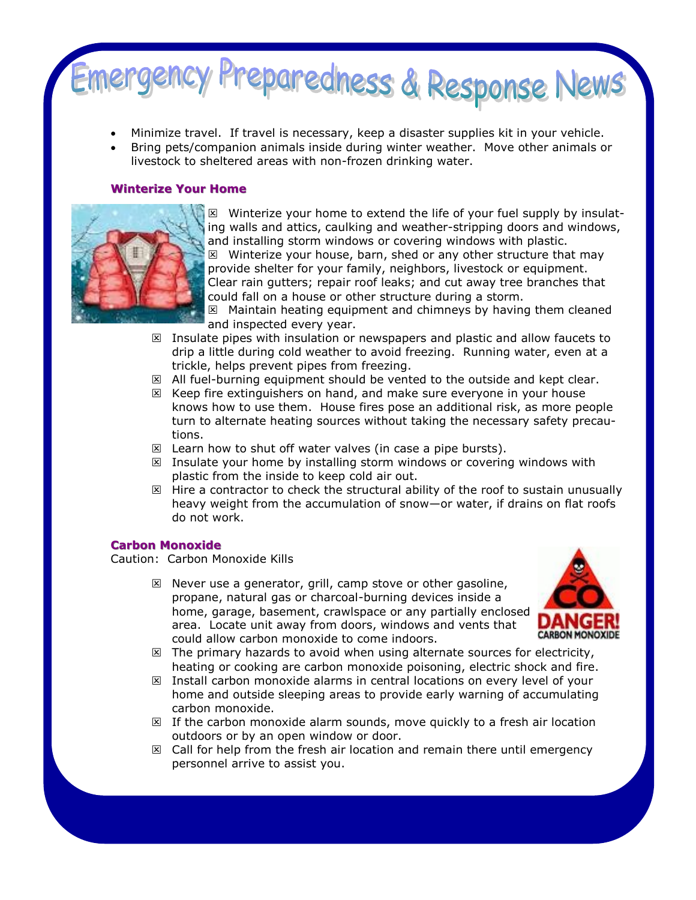# Emergency Preparedness & Response News

- Minimize travel. If travel is necessary, keep a disaster supplies kit in your vehicle.
- Bring pets/companion animals inside during winter weather. Move other animals or livestock to sheltered areas with non-frozen drinking water.

## Winterize Your Home

- ☒ Winterize your home to extend the life of your fuel supply by insulating walls and attics, caulking and weather-stripping doors and windows, and installing storm windows or covering windows with plastic.
- ☒ Winterize your house, barn, shed or any other structure that may provide shelter for your family, neighbors, livestock or equipment. Clear rain gutters; repair roof leaks; and cut away tree branches that could fall on a house or other structure during a storm.
- ☒ Maintain heating equipment and chimneys by having them cleaned and inspected every year.
- ☒ Insulate pipes with insulation or newspapers and plastic and allow faucets to drip a little during cold weather to avoid freezing. Running water, even at a trickle, helps prevent pipes from freezing.
- ☒ All fuel-burning equipment should be vented to the outside and kept clear.
- ☒ Keep fire extinguishers on hand, and make sure everyone in your house knows how to use them. House fires pose an additional risk, as more people turn to alternate heating sources without taking the necessary safety precautions.
- ☒ Learn how to shut off water valves (in case a pipe bursts).
- ☒ Insulate your home by installing storm windows or covering windows with plastic from the inside to keep cold air out.
- ☒ Hire a contractor to check the structural ability of the roof to sustain unusually heavy weight from the accumulation of snow—or water, if drains on flat roofs do not work.

## Carbon Monoxide

Caution: Carbon Monoxide Kills

- ☒ Never use a generator, grill, camp stove or other gasoline, propane, natural gas or charcoal-burning devices inside a home, garage, basement, crawlspace or any partially enclosed area. Locate unit away from doors, windows and vents that could allow carbon monoxide to come indoors.
- ☒ The primary hazards to avoid when using alternate sources for electricity, heating or cooking are carbon monoxide poisoning, electric shock and fire.
- ☒ Install carbon monoxide alarms in central locations on every level of your home and outside sleeping areas to provide early warning of accumulating carbon monoxide.
- ☒ If the carbon monoxide alarm sounds, move quickly to a fresh air location outdoors or by an open window or door.
- ☒ Call for help from the fresh air location and remain there until emergency personnel arrive to assist you.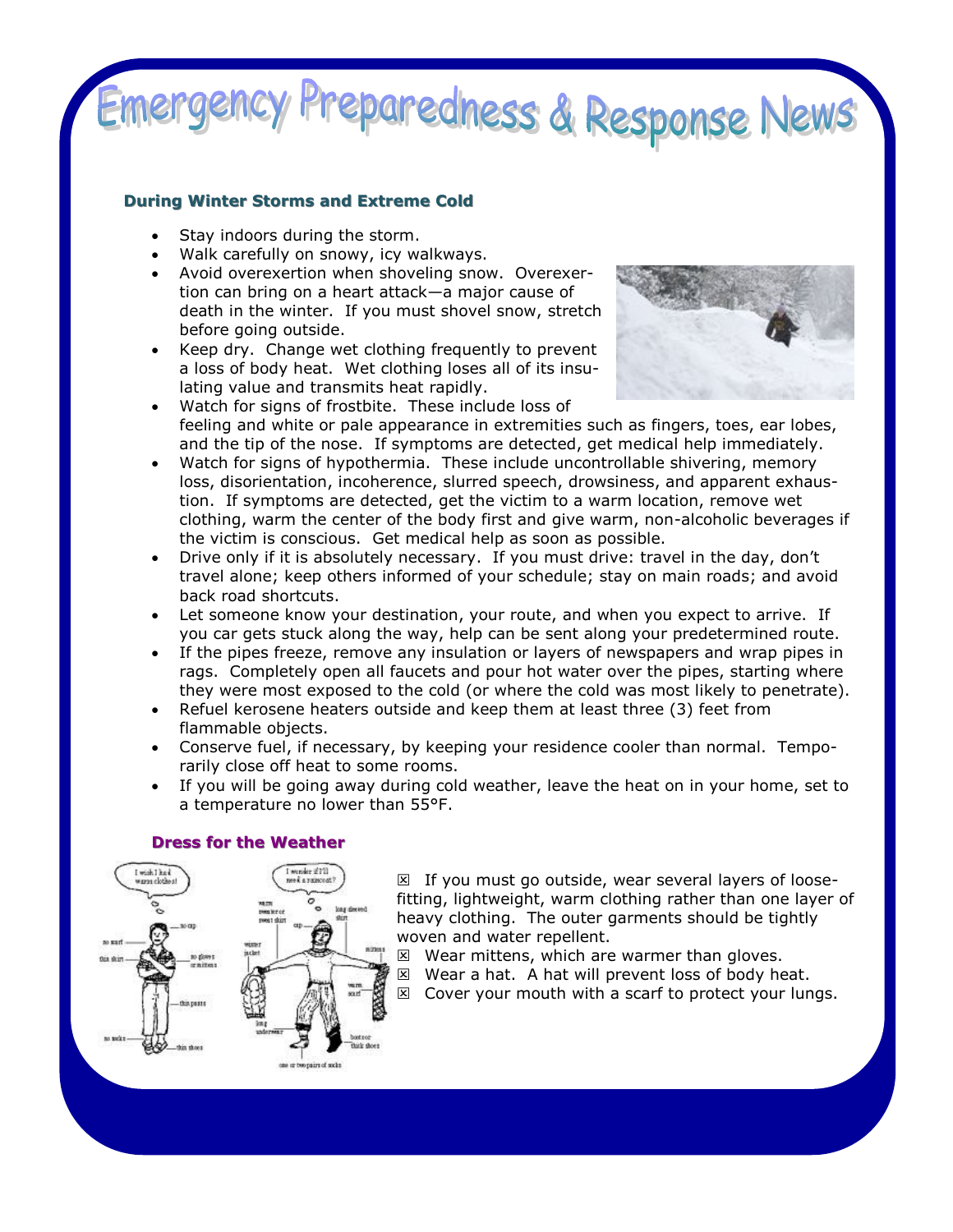# Emergency Preparedness & Response News

### During Winter Storms and Extreme Cold

- Stay indoors during the storm.
- Walk carefully on snowy, icy walkways.
- Avoid overexertion when shoveling snow. Overexertion can bring on a heart attack—a major cause of death in the winter. If you must shovel snow, stretch before going outside.
- Keep dry. Change wet clothing frequently to prevent a loss of body heat. Wet clothing loses all of its insulating value and transmits heat rapidly.
- Watch for signs of frostbite. These include loss of feeling and white or pale appearance in extremities such as fingers, toes, ear lobes, and the tip of the nose. If symptoms are detected, get medical help immediately.
- Watch for signs of hypothermia. These include uncontrollable shivering, memory loss, disorientation, incoherence, slurred speech, drowsiness, and apparent exhaustion. If symptoms are detected, get the victim to a warm location, remove wet clothing, warm the center of the body first and give warm, non-alcoholic beverages if the victim is conscious. Get medical help as soon as possible.
- Drive only if it is absolutely necessary. If you must drive: travel in the day, don't travel alone; keep others informed of your schedule; stay on main roads; and avoid back road shortcuts.
- Let someone know your destination, your route, and when you expect to arrive. If you car gets stuck along the way, help can be sent along your predetermined route.
- If the pipes freeze, remove any insulation or layers of newspapers and wrap pipes in rags. Completely open all faucets and pour hot water over the pipes, starting where they were most exposed to the cold (or where the cold was most likely to penetrate).
- Refuel kerosene heaters outside and keep them at least three (3) feet from flammable objects.
- Conserve fuel, if necessary, by keeping your residence cooler than normal. Temporarily close off heat to some rooms.
- If you will be going away during cold weather, leave the heat on in your home, set to a temperature no lower than 55°F.

### Dress for the Weather

- ☒ If you must go outside, wear several layers of loose-fitting, lightweight, warm clothing rather than one layer of heavy clothing. The outer garments should be tightly woven and water repellent.
- ☒ Wear mittens, which are warmer than gloves.
- ☒ Wear a hat. A hat will prevent loss of body heat.
- ☒ Cover your mouth with a scarf to protect your lungs.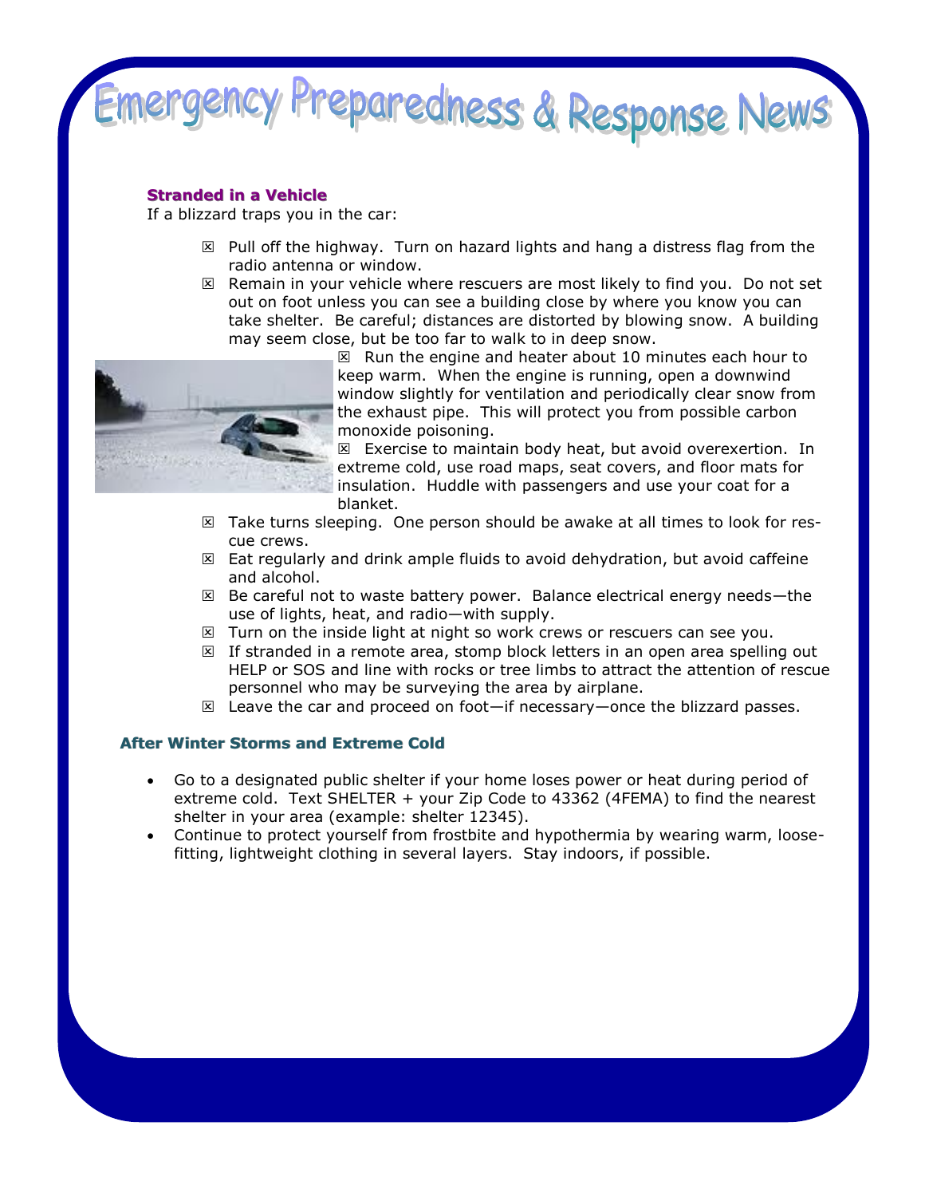# Emergency Preparedness & Response News

### Stranded in a Vehicle

If a blizzard traps you in the car:

- ☒ Pull off the highway. Turn on hazard lights and hang a distress flag from the radio antenna or window.
- ☒ Remain in your vehicle where rescuers are most likely to find you. Do not set out on foot unless you can see a building close by where you know you can take shelter. Be careful; distances are distorted by blowing snow. A building may seem close, but be too far to walk to in deep snow.
- ☒ Run the engine and heater about 10 minutes each hour to keep warm. When the engine is running, open a downwind window slightly for ventilation and periodically clear snow from the exhaust pipe. This will protect you from possible carbon monoxide poisoning.
- ☒ Exercise to maintain body heat, but avoid overexertion. In extreme cold, use road maps, seat covers, and floor mats for insulation. Huddle with passengers and use your coat for a blanket.
- ☒ Take turns sleeping. One person should be awake at all times to look for rescue crews.
- ☒ Eat regularly and drink ample fluids to avoid dehydration, but avoid caffeine and alcohol.
- ☒ Be careful not to waste battery power. Balance electrical energy needs—the use of lights, heat, and radio—with supply.
- ☒ Turn on the inside light at night so work crews or rescuers can see you.
- ☒ If stranded in a remote area, stomp block letters in an open area spelling out HELP or SOS and line with rocks or tree limbs to attract the attention of rescue personnel who may be surveying the area by airplane.
- ☒ Leave the car and proceed on foot—if necessary—once the blizzard passes.

### After Winter Storms and Extreme Cold

- Go to a designated public shelter if your home loses power or heat during period of extreme cold. Text SHELTER + your Zip Code to 43362 (4FEMA) to find the nearest shelter in your area (example: shelter 12345).
- Continue to protect yourself from frostbite and hypothermia by wearing warm, loose-fitting, lightweight clothing in several layers. Stay indoors, if possible.